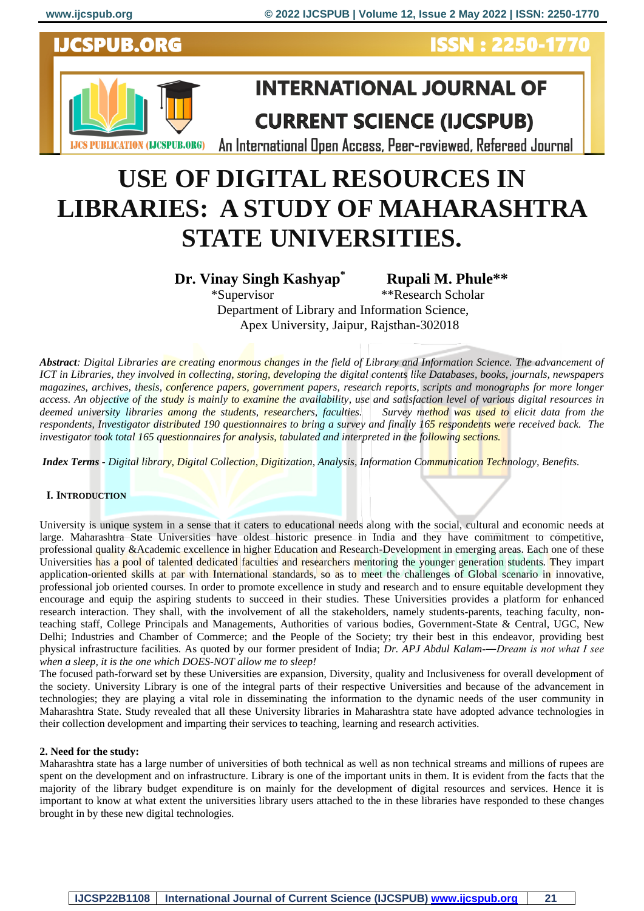# USE OF DIGITAL RESOURCES IN LIBRARIES: A STUDY OF MAHARASHTRA STATE UNIVERSITIES.

**Dr. Vinay Singh Kashyap*** **Rupali M. Phule****

*Supervisor **Research Scholar

Department of Library and Information Science,
Apex University, Jaipur, Rajsthan-302018

***Abstract**: Digital Libraries are creating enormous changes in the field of Library and Information Science. The advancement of ICT in Libraries, they involved in collecting, storing, developing the digital contents like Databases, books, journals, newspapers magazines, archives, thesis, conference papers, government papers, research reports, scripts and monographs for more longer access. An objective of the study is mainly to examine the availability, use and satisfaction level of various digital resources in deemed university libraries among the students, researchers, faculties. Survey method was used to elicit data from the respondents, Investigator distributed 190 questionnaires to bring a survey and finally 165 respondents were received back. The investigator took total 165 questionnaires for analysis, tabulated and interpreted in the following sections.*

***Index Terms** - Digital library, Digital Collection, Digitization, Analysis, Information Communication Technology, Benefits.*

## I. INTRODUCTION

University is unique system in a sense that it caters to educational needs along with the social, cultural and economic needs at large. Maharashtra State Universities have oldest historic presence in India and they have commitment to competitive, professional quality &Academic excellence in higher Education and Research-Development in emerging areas. Each one of these Universities has a pool of talented dedicated faculties and researchers mentoring the younger generation students. They impart application-oriented skills at par with International standards, so as to meet the challenges of Global scenario in innovative, professional job oriented courses. In order to promote excellence in study and research and to ensure equitable development they encourage and equip the aspiring students to succeed in their studies. These Universities provides a platform for enhanced research interaction. They shall, with the involvement of all the stakeholders, namely students-parents, teaching faculty, non-teaching staff, College Principals and Managements, Authorities of various bodies, Government-State & Central, UGC, New Delhi; Industries and Chamber of Commerce; and the People of the Society; try their best in this endeavor, providing best physical infrastructure facilities. As quoted by our former president of India; *Dr. APJ Abdul Kalam-—Dream is not what I see when a sleep, it is the one which DOES-NOT allow me to sleep!*

The focused path-forward set by these Universities are expansion, Diversity, quality and Inclusiveness for overall development of the society. University Library is one of the integral parts of their respective Universities and because of the advancement in technologies; they are playing a vital role in disseminating the information to the dynamic needs of the user community in Maharashtra State. Study revealed that all these University libraries in Maharashtra state have adopted advance technologies in their collection development and imparting their services to teaching, learning and research activities.

## 2. Need for the study:

Maharashtra state has a large number of universities of both technical as well as non technical streams and millions of rupees are spent on the development and on infrastructure. Library is one of the important units in them. It is evident from the facts that the majority of the library budget expenditure is on mainly for the development of digital resources and services. Hence it is important to know at what extent the universities library users attached to the in these libraries have responded to these changes brought in by these new digital technologies.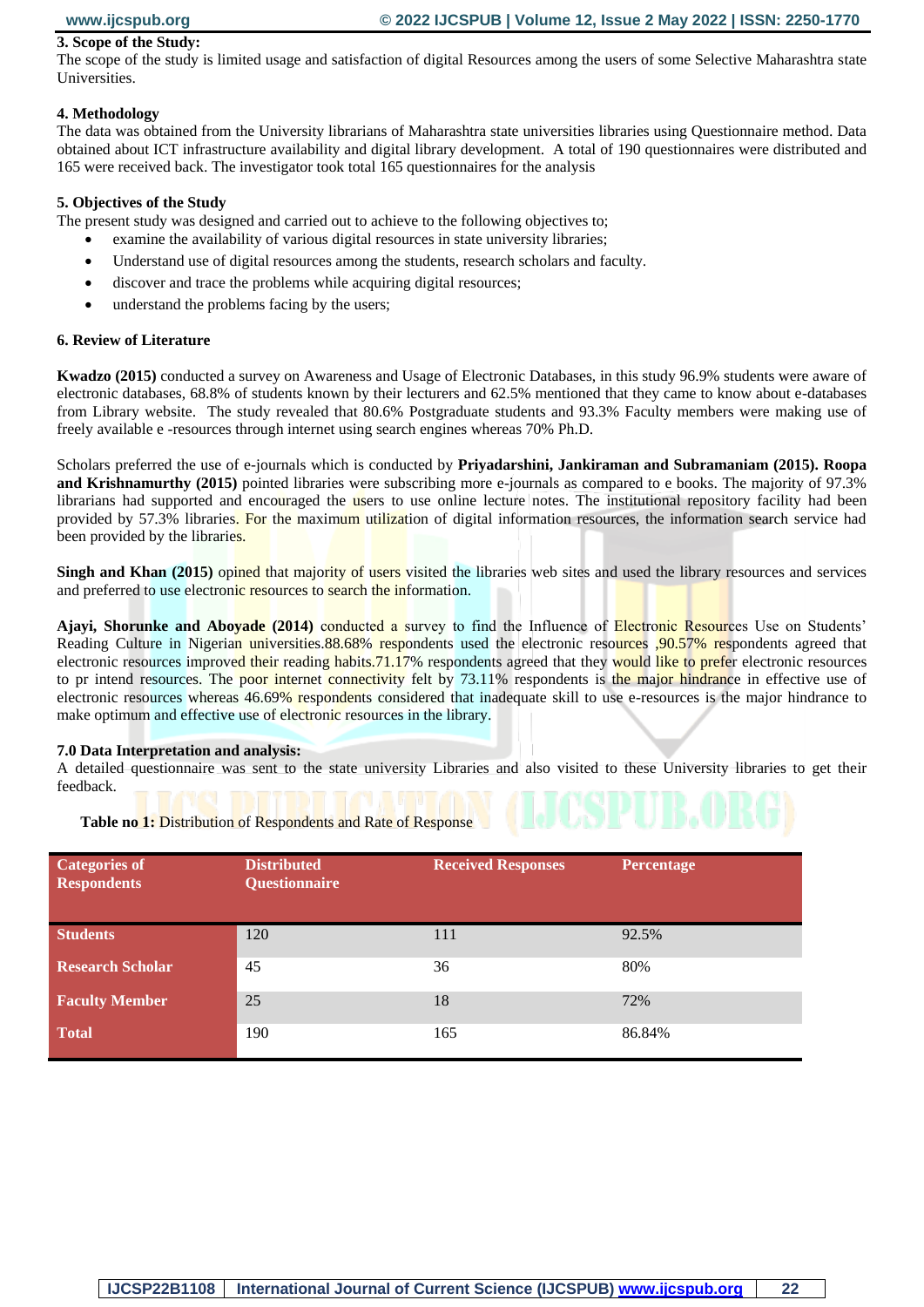### 3. Scope of the Study:

The scope of the study is limited usage and satisfaction of digital Resources among the users of some Selective Maharashtra state Universities.

### 4. Methodology

The data was obtained from the University librarians of Maharashtra state universities libraries using Questionnaire method. Data obtained about ICT infrastructure availability and digital library development. A total of 190 questionnaires were distributed and 165 were received back. The investigator took total 165 questionnaires for the analysis

### 5. Objectives of the Study

The present study was designed and carried out to achieve to the following objectives to;

- examine the availability of various digital resources in state university libraries;
- Understand use of digital resources among the students, research scholars and faculty.
- discover and trace the problems while acquiring digital resources;
- understand the problems facing by the users;

### 6. Review of Literature

**Kwadzo (2015)** conducted a survey on Awareness and Usage of Electronic Databases, in this study 96.9% students were aware of electronic databases, 68.8% of students known by their lecturers and 62.5% mentioned that they came to know about e-databases from Library website. The study revealed that 80.6% Postgraduate students and 93.3% Faculty members were making use of freely available e -resources through internet using search engines whereas 70% Ph.D.

Scholars preferred the use of e-journals which is conducted by **Priyadarshini, Jankiraman and Subramaniam (2015). Roopa and Krishnamurthy (2015)** pointed libraries were subscribing more e-journals as compared to e books. The majority of 97.3% librarians had supported and encouraged the users to use online lecture notes. The institutional repository facility had been provided by 57.3% libraries. For the maximum utilization of digital information resources, the information search service had been provided by the libraries.

**Singh and Khan (2015)** opined that majority of users visited the libraries web sites and used the library resources and services and preferred to use electronic resources to search the information.

**Ajayi, Shorunke and Aboyade (2014)** conducted a survey to find the Influence of Electronic Resources Use on Students' Reading Culture in Nigerian universities.88.68% respondents used the electronic resources ,90.57% respondents agreed that electronic resources improved their reading habits.71.17% respondents agreed that they would like to prefer electronic resources to pr intend resources. The poor internet connectivity felt by 73.11% respondents is the major hindrance in effective use of electronic resources whereas 46.69% respondents considered that inadequate skill to use e-resources is the major hindrance to make optimum and effective use of electronic resources in the library.

### 7.0 Data Interpretation and analysis:

A detailed questionnaire was sent to the state university Libraries and also visited to these University libraries to get their feedback.

**Table no 1:** Distribution of Respondents and Rate of Response

| Categories of Respondents | Distributed Questionnaire | Received Responses | Percentage |
|---|---|---|---|
| **Students** | 120 | 111 | 92.5% |
| **Research Scholar** | 45 | 36 | 80% |
| **Faculty Member** | 25 | 18 | 72% |
| **Total** | 190 | 165 | 86.84% |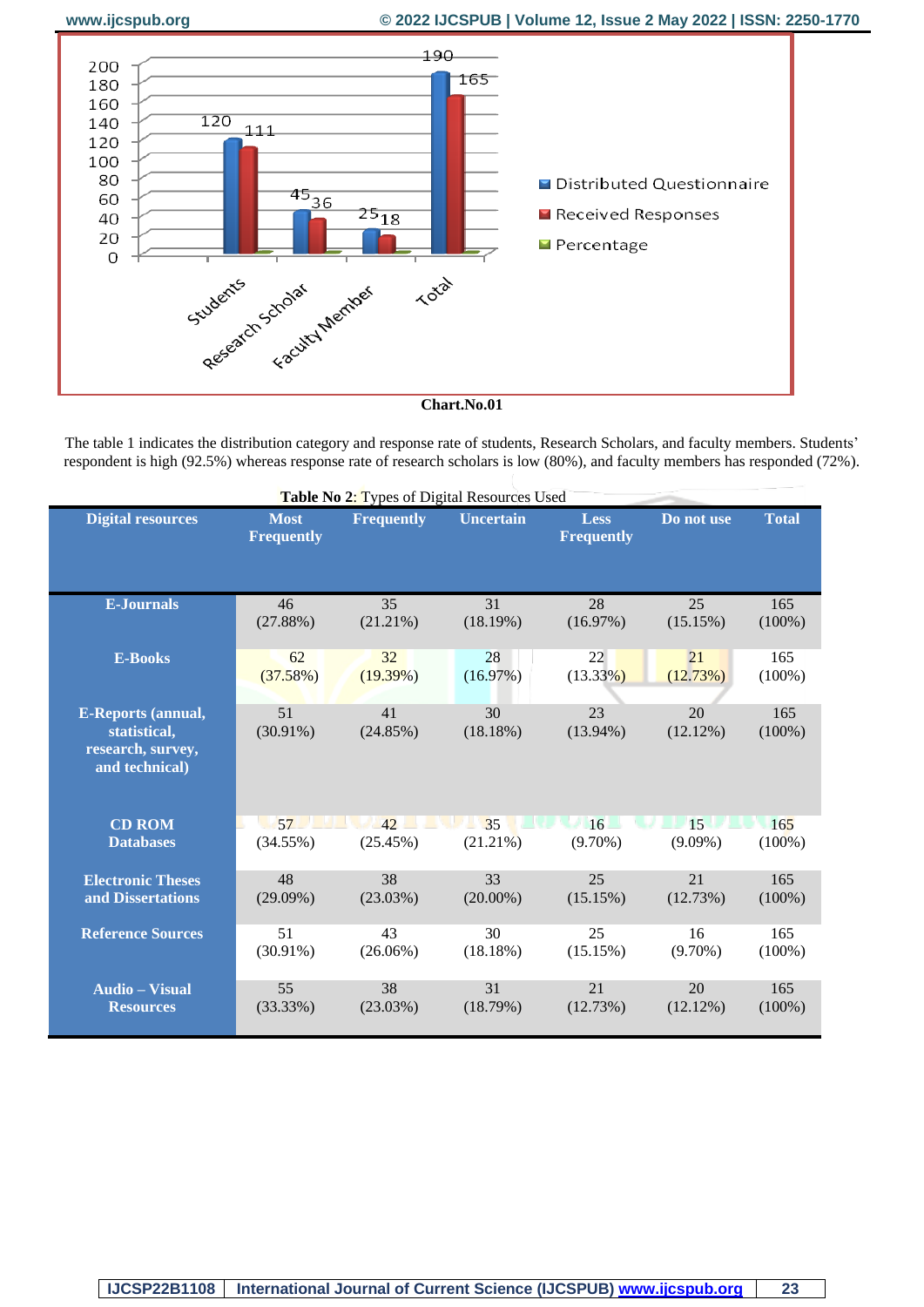200
180
160
140
120
100
80
60
40
20
0

120
111
45
36
25
18
190
165

Students
Research Scholar
Faculty Member
Total

Distributed Questionnaire
Received Responses
Percentage

**Chart.No.01**

The table 1 indicates the distribution category and response rate of students, Research Scholars, and faculty members. Students' respondent is high (92.5%) whereas response rate of research scholars is low (80%), and faculty members has responded (72%).

**Table No 2**: Types of Digital Resources Used

| Digital resources | Most Frequently | Frequently | Uncertain | Less Frequently | Do not use | Total |
|---|---|---|---|---|---|---|
| **E-Journals** | 46 (27.88%) | 35 (21.21%) | 31 (18.19%) | 28 (16.97%) | 25 (15.15%) | 165 (100%) |
| **E-Books** | 62 (37.58%) | 32 (19.39%) | 28 (16.97%) | 22 (13.33%) | 21 (12.73%) | 165 (100%) |
| **E-Reports (annual, statistical, research, survey, and technical)** | 51 (30.91%) | 41 (24.85%) | 30 (18.18%) | 23 (13.94%) | 20 (12.12%) | 165 (100%) |
| **CD ROM Databases** | 57 (34.55%) | 42 (25.45%) | 35 (21.21%) | 16 (9.70%) | 15 (9.09%) | 165 (100%) |
| **Electronic Theses and Dissertations** | 48 (29.09%) | 38 (23.03%) | 33 (20.00%) | 25 (15.15%) | 21 (12.73%) | 165 (100%) |
| **Reference Sources** | 51 (30.91%) | 43 (26.06%) | 30 (18.18%) | 25 (15.15%) | 16 (9.70%) | 165 (100%) |
| **Audio – Visual Resources** | 55 (33.33%) | 38 (23.03%) | 31 (18.79%) | 21 (12.73%) | 20 (12.12%) | 165 (100%) |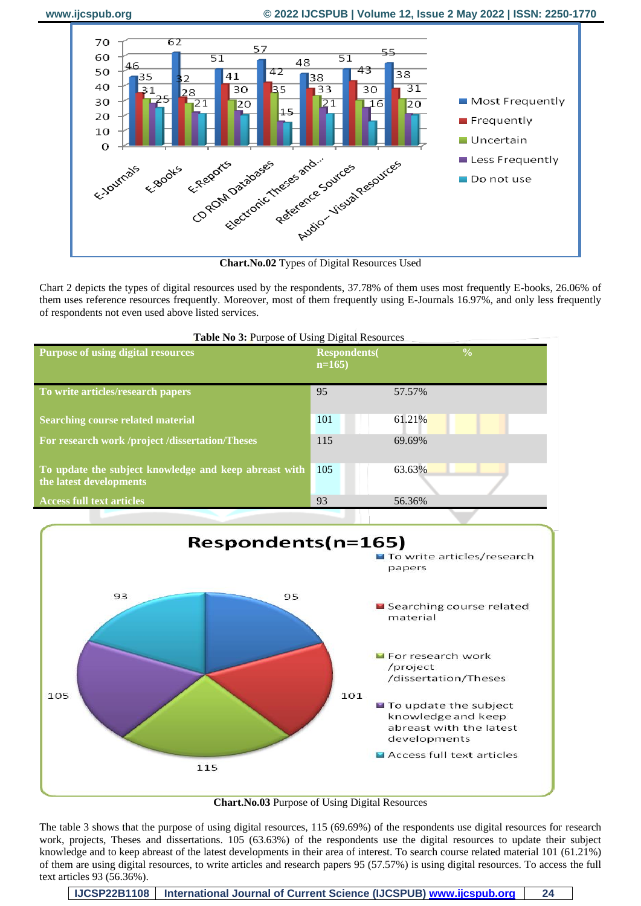70
60
50
40
30
20
10
0

46 35 31 25
62 32 28 21
51 41 30 20
57 42 35 15
48 38 33 21
51 43 30 16
55 38 31 20

E-Journals
E-Books
E-Reports
CD ROM Databases
Electronic Theses and...
Reference Sources
Audio– Visual Resources

Most Frequently
Frequently
Uncertain
Less Frequently
Do not use

**Chart.No.02** Types of Digital Resources Used

Chart 2 depicts the types of digital resources used by the respondents, 37.78% of them uses most frequently E-books, 26.06% of them uses reference resources frequently. Moreover, most of them frequently using E-Journals 16.97%, and only less frequently of respondents not even used above listed services.

**Table No 3:** Purpose of Using Digital Resources

| Purpose of using digital resources | Respondents( n=165) | % |
|---|---|---|
| To write articles/research papers | 95 | 57.57% |
| Searching course related material | 101 | 61.21% |
| For research work /project /dissertation/Theses | 115 | 69.69% |
| To update the subject knowledge and keep abreast with the latest developments | 105 | 63.63% |
| Access full text articles | 93 | 56.36% |

Respondents(n=165)

95
101
115
105
93

To write articles/research papers
Searching course related material
For research work /project /dissertation/Theses
To update the subject knowledge and keep abreast with the latest developments
Access full text articles

**Chart.No.03** Purpose of Using Digital Resources

The table 3 shows that the purpose of using digital resources, 115 (69.69%) of the respondents use digital resources for research work, projects, Theses and dissertations. 105 (63.63%) of the respondents use the digital resources to update their subject knowledge and to keep abreast of the latest developments in their area of interest. To search course related material 101 (61.21%) of them are using digital resources, to write articles and research papers 95 (57.57%) is using digital resources. To access the full text articles 93 (56.36%).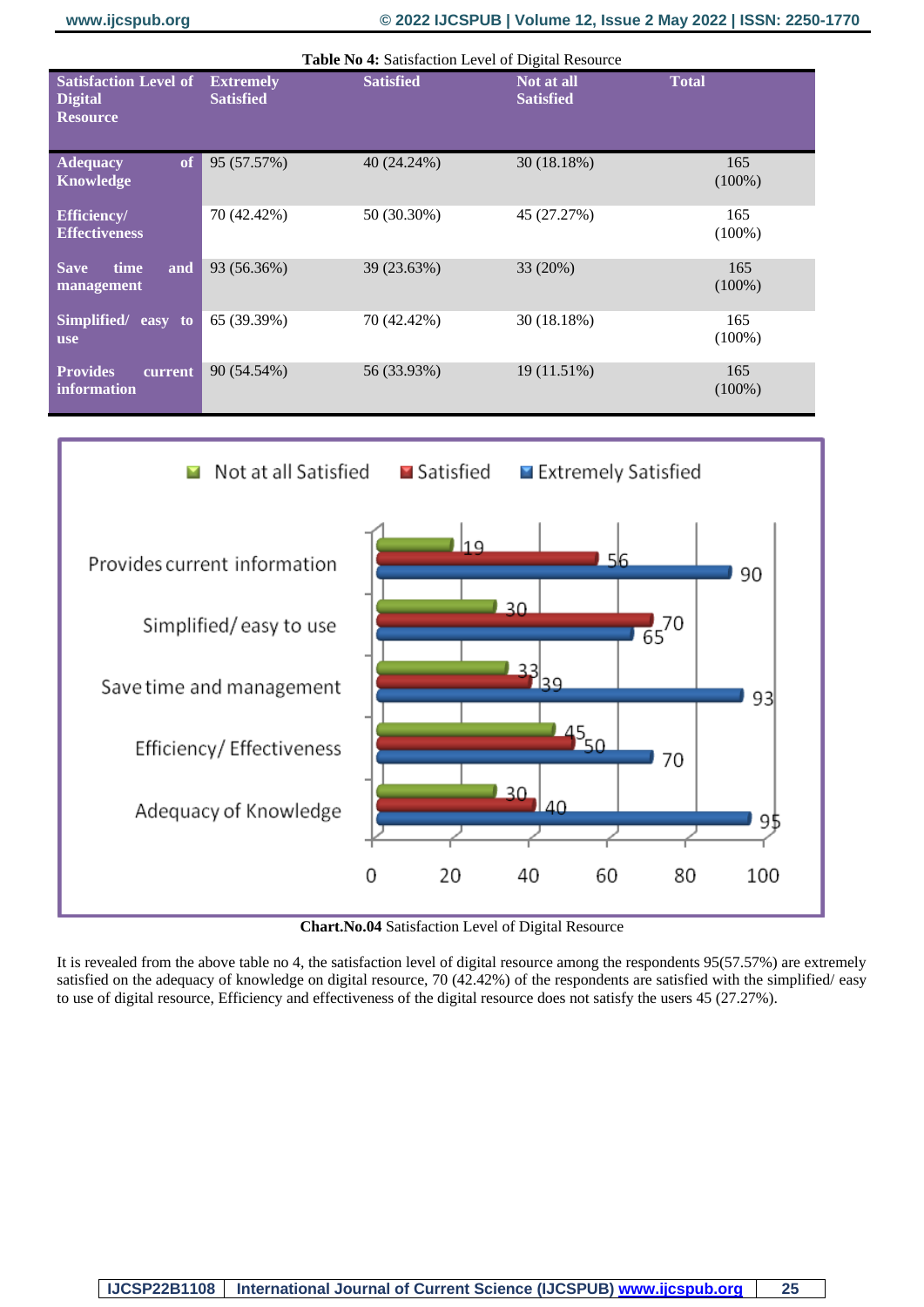**Table No 4:** Satisfaction Level of Digital Resource

| Satisfaction Level of Digital Resource | Extremely Satisfied | Satisfied | Not at all Satisfied | Total |
|---|---|---|---|---|
| Adequacy of Knowledge | 95 (57.57%) | 40 (24.24%) | 30 (18.18%) | 165 (100%) |
| Efficiency/ Effectiveness | 70 (42.42%) | 50 (30.30%) | 45 (27.27%) | 165 (100%) |
| Save time and management | 93 (56.36%) | 39 (23.63%) | 33 (20%) | 165 (100%) |
| Simplified/ easy to use | 65 (39.39%) | 70 (42.42%) | 30 (18.18%) | 165 (100%) |
| Provides current information | 90 (54.54%) | 56 (33.93%) | 19 (11.51%) | 165 (100%) |

Not at all Satisfied
Satisfied
Extremely Satisfied

Provides current information
19
56
90

Simplified/ easy to use
30
70
65

Save time and management
33
39
93

Efficiency/ Effectiveness
45
50
70

Adequacy of Knowledge
30
40
95

0 20 40 60 80 100

**Chart.No.04** Satisfaction Level of Digital Resource

It is revealed from the above table no 4, the satisfaction level of digital resource among the respondents 95(57.57%) are extremely satisfied on the adequacy of knowledge on digital resource, 70 (42.42%) of the respondents are satisfied with the simplified/ easy to use of digital resource, Efficiency and effectiveness of the digital resource does not satisfy the users 45 (27.27%).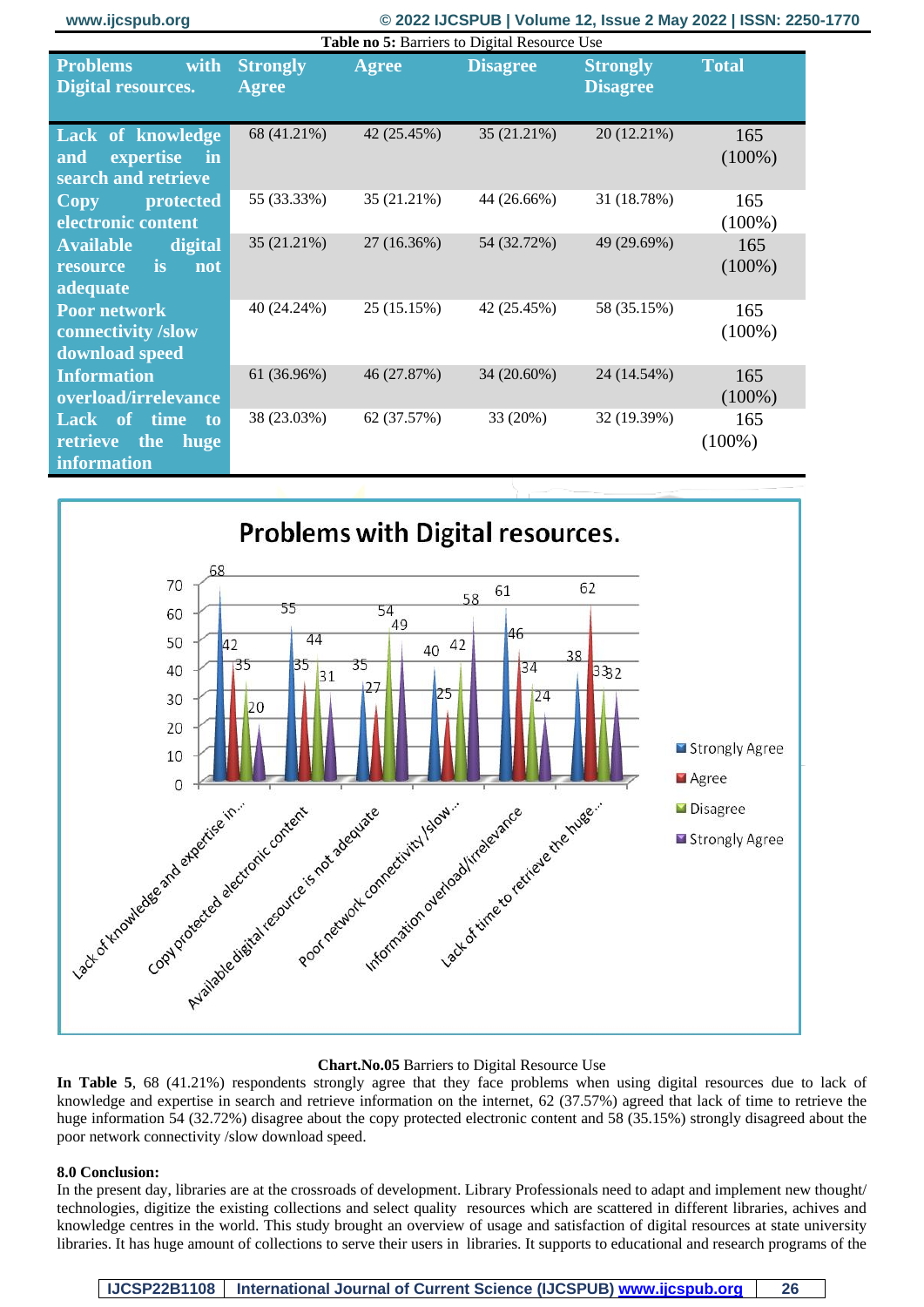Table no 5: Barriers to Digital Resource Use

| Problems with Digital resources. | Strongly Agree | Agree | Disagree | Strongly Disagree | Total |
|---|---|---|---|---|---|
| Lack of knowledge and expertise in search and retrieve | 68 (41.21%) | 42 (25.45%) | 35 (21.21%) | 20 (12.21%) | 165 (100%) |
| Copy protected electronic content | 55 (33.33%) | 35 (21.21%) | 44 (26.66%) | 31 (18.78%) | 165 (100%) |
| Available digital resource is not adequate | 35 (21.21%) | 27 (16.36%) | 54 (32.72%) | 49 (29.69%) | 165 (100%) |
| Poor network connectivity /slow download speed | 40 (24.24%) | 25 (15.15%) | 42 (25.45%) | 58 (35.15%) | 165 (100%) |
| Information overload/irrelevance | 61 (36.96%) | 46 (27.87%) | 34 (20.60%) | 24 (14.54%) | 165 (100%) |
| Lack of time to retrieve the huge information | 38 (23.03%) | 62 (37.57%) | 33 (20%) | 32 (19.39%) | 165 (100%) |

Problems with Digital resources.

70
60
50
40
30
20
10
0

68 42 35 20
55 35 44 31
35 27 54 49
40 25 42 58
61 46 34 24
38 62 33 32

Lack of knowledge and expertise in...
Copy protected electronic content
Available digital resource is not adequate
Poor network connectivity /slow...
Information overload/irrelevance
Lack of time to retrieve the huge...

Strongly Agree
Agree
Disagree
Strongly Agree

**Chart.No.05** Barriers to Digital Resource Use

**In Table 5**, 68 (41.21%) respondents strongly agree that they face problems when using digital resources due to lack of knowledge and expertise in search and retrieve information on the internet, 62 (37.57%) agreed that lack of time to retrieve the huge information 54 (32.72%) disagree about the copy protected electronic content and 58 (35.15%) strongly disagreed about the poor network connectivity /slow download speed.

**8.0 Conclusion:**

In the present day, libraries are at the crossroads of development. Library Professionals need to adapt and implement new thought/ technologies, digitize the existing collections and select quality resources which are scattered in different libraries, achives and knowledge centres in the world. This study brought an overview of usage and satisfaction of digital resources at state university libraries. It has huge amount of collections to serve their users in libraries. It supports to educational and research programs of the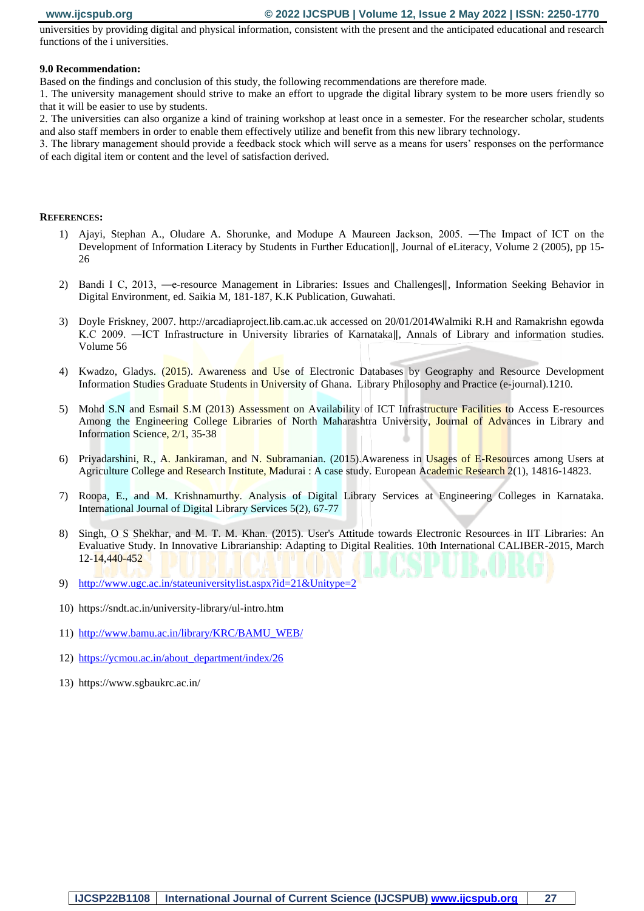universities by providing digital and physical information, consistent with the present and the anticipated educational and research functions of the i universities.

**9.0 Recommendation:**

Based on the findings and conclusion of this study, the following recommendations are therefore made.

1. The university management should strive to make an effort to upgrade the digital library system to be more users friendly so that it will be easier to use by students.
2. The universities can also organize a kind of training workshop at least once in a semester. For the researcher scholar, students and also staff members in order to enable them effectively utilize and benefit from this new library technology.
3. The library management should provide a feedback stock which will serve as a means for users' responses on the performance of each digital item or content and the level of satisfaction derived.

**REFERENCES:**

1) Ajayi, Stephan A., Oludare A. Shorunke, and Modupe A Maureen Jackson, 2005. ―The Impact of ICT on the Development of Information Literacy by Students in Further Education‖, Journal of eLiteracy, Volume 2 (2005), pp 15-26
2) Bandi I C, 2013, ―e-resource Management in Libraries: Issues and Challenges‖, Information Seeking Behavior in Digital Environment, ed. Saikia M, 181-187, K.K Publication, Guwahati.
3) Doyle Friskney, 2007. http://arcadiaproject.lib.cam.ac.uk accessed on 20/01/2014Walmiki R.H and Ramakrishn egowda K.C 2009. ―ICT Infrastructure in University libraries of Karnataka‖, Annals of Library and information studies. Volume 56
4) Kwadzo, Gladys. (2015). Awareness and Use of Electronic Databases by Geography and Resource Development Information Studies Graduate Students in University of Ghana. Library Philosophy and Practice (e-journal).1210.
5) Mohd S.N and Esmail S.M (2013) Assessment on Availability of ICT Infrastructure Facilities to Access E-resources Among the Engineering College Libraries of North Maharashtra University, Journal of Advances in Library and Information Science, 2/1, 35-38
6) Priyadarshini, R., A. Jankiraman, and N. Subramanian. (2015).Awareness in Usages of E-Resources among Users at Agriculture College and Research Institute, Madurai : A case study. European Academic Research 2(1), 14816-14823.
7) Roopa, E., and M. Krishnamurthy. Analysis of Digital Library Services at Engineering Colleges in Karnataka. International Journal of Digital Library Services 5(2), 67-77
8) Singh, O S Shekhar, and M. T. M. Khan. (2015). User's Attitude towards Electronic Resources in IIT Libraries: An Evaluative Study. In Innovative Librarianship: Adapting to Digital Realities. 10th International CALIBER-2015, March 12-14,440-452
9) http://www.ugc.ac.in/stateuniversitylist.aspx?id=21&Unitype=2
10) https://sndt.ac.in/university-library/ul-intro.htm
11) http://www.bamu.ac.in/library/KRC/BAMU_WEB/
12) https://ycmou.ac.in/about_department/index/26
13) https://www.sgbaukrc.ac.in/